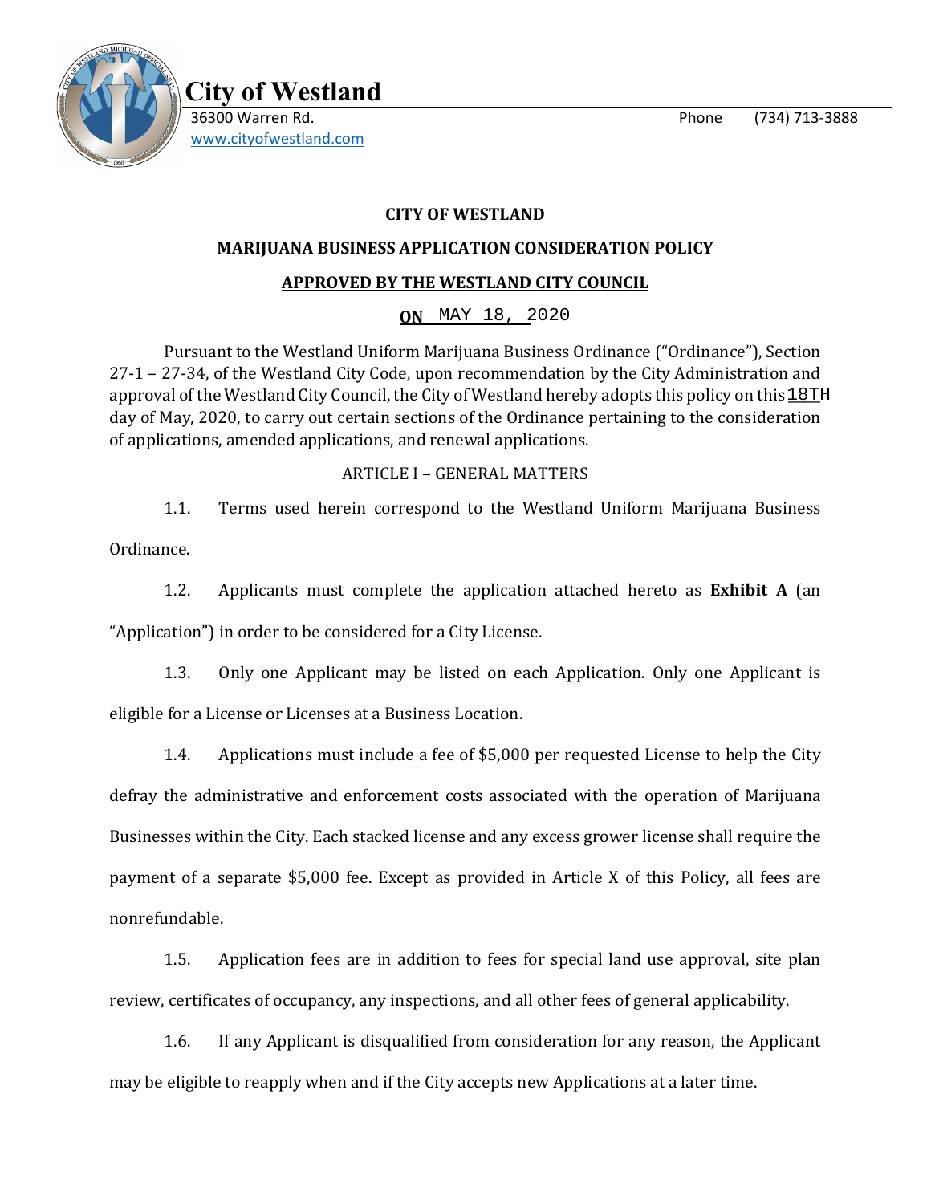**City of Westland**

36300 Warren Rd.

www.cityofwestland.com

Phone (734) 713-3888

**CITY OF WESTLAND**

**MARIJUANA BUSINESS APPLICATION CONSIDERATION POLICY**

**APPROVED BY THE WESTLAND CITY COUNCIL**

**ON** MAY 18, 2020

Pursuant to the Westland Uniform Marijuana Business Ordinance ("Ordinance"), Section 27-1 – 27-34, of the Westland City Code, upon recommendation by the City Administration and approval of the Westland City Council, the City of Westland hereby adopts this policy on this 18TH day of May, 2020, to carry out certain sections of the Ordinance pertaining to the consideration of applications, amended applications, and renewal applications.

ARTICLE I – GENERAL MATTERS

1.1. Terms used herein correspond to the Westland Uniform Marijuana Business Ordinance.

1.2. Applicants must complete the application attached hereto as **Exhibit A** (an "Application") in order to be considered for a City License.

1.3. Only one Applicant may be listed on each Application. Only one Applicant is eligible for a License or Licenses at a Business Location.

1.4. Applications must include a fee of $5,000 per requested License to help the City defray the administrative and enforcement costs associated with the operation of Marijuana Businesses within the City. Each stacked license and any excess grower license shall require the payment of a separate $5,000 fee. Except as provided in Article X of this Policy, all fees are nonrefundable.

1.5. Application fees are in addition to fees for special land use approval, site plan review, certificates of occupancy, any inspections, and all other fees of general applicability.

1.6. If any Applicant is disqualified from consideration for any reason, the Applicant may be eligible to reapply when and if the City accepts new Applications at a later time.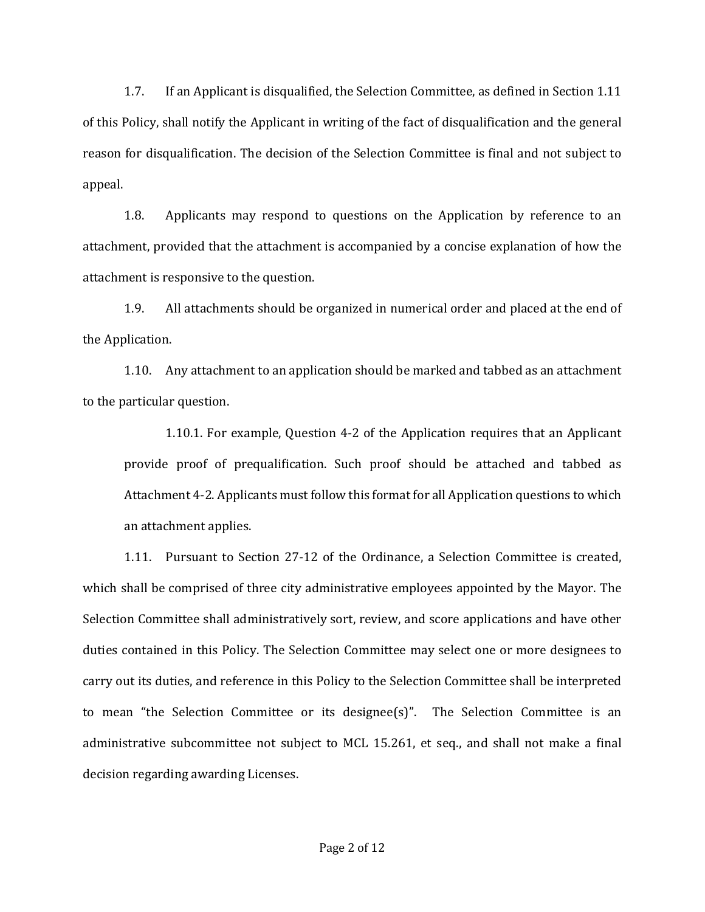1.7. If an Applicant is disqualified, the Selection Committee, as defined in Section 1.11 of this Policy, shall notify the Applicant in writing of the fact of disqualification and the general reason for disqualification. The decision of the Selection Committee is final and not subject to appeal.

1.8. Applicants may respond to questions on the Application by reference to an attachment, provided that the attachment is accompanied by a concise explanation of how the attachment is responsive to the question.

1.9. All attachments should be organized in numerical order and placed at the end of the Application.

1.10. Any attachment to an application should be marked and tabbed as an attachment to the particular question.

1.10.1. For example, Question 4-2 of the Application requires that an Applicant provide proof of prequalification. Such proof should be attached and tabbed as Attachment 4-2. Applicants must follow this format for all Application questions to which an attachment applies.

1.11. Pursuant to Section 27-12 of the Ordinance, a Selection Committee is created, which shall be comprised of three city administrative employees appointed by the Mayor. The Selection Committee shall administratively sort, review, and score applications and have other duties contained in this Policy. The Selection Committee may select one or more designees to carry out its duties, and reference in this Policy to the Selection Committee shall be interpreted to mean "the Selection Committee or its designee(s)". The Selection Committee is an administrative subcommittee not subject to MCL 15.261, et seq., and shall not make a final decision regarding awarding Licenses.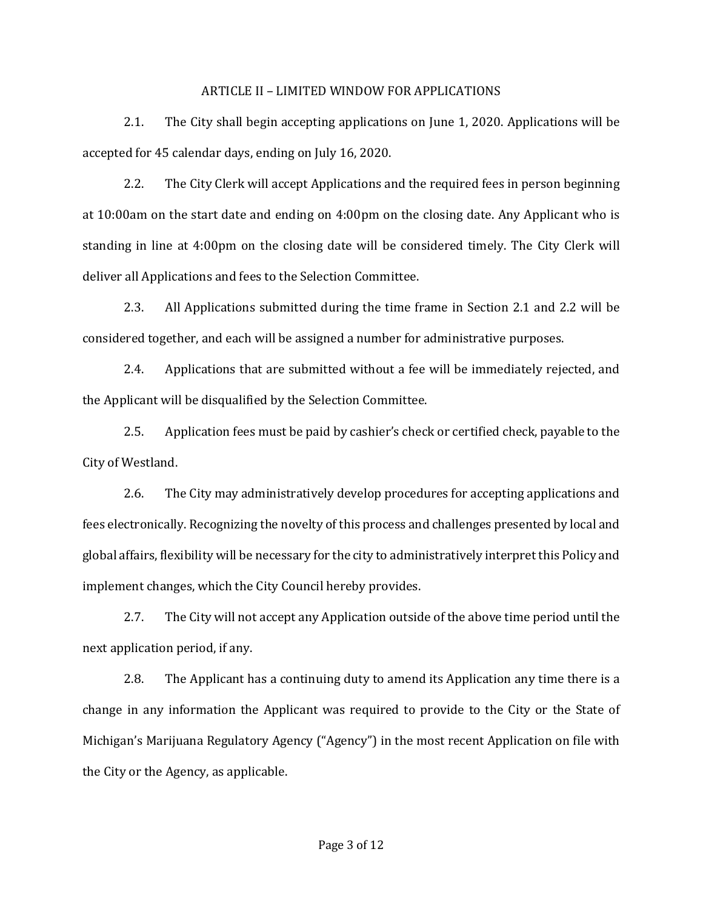## ARTICLE II – LIMITED WINDOW FOR APPLICATIONS

2.1. The City shall begin accepting applications on June 1, 2020. Applications will be accepted for 45 calendar days, ending on July 16, 2020.

2.2. The City Clerk will accept Applications and the required fees in person beginning at 10:00am on the start date and ending on 4:00pm on the closing date. Any Applicant who is standing in line at 4:00pm on the closing date will be considered timely. The City Clerk will deliver all Applications and fees to the Selection Committee.

2.3. All Applications submitted during the time frame in Section 2.1 and 2.2 will be considered together, and each will be assigned a number for administrative purposes.

2.4. Applications that are submitted without a fee will be immediately rejected, and the Applicant will be disqualified by the Selection Committee.

2.5. Application fees must be paid by cashier's check or certified check, payable to the City of Westland.

2.6. The City may administratively develop procedures for accepting applications and fees electronically. Recognizing the novelty of this process and challenges presented by local and global affairs, flexibility will be necessary for the city to administratively interpret this Policy and implement changes, which the City Council hereby provides.

2.7. The City will not accept any Application outside of the above time period until the next application period, if any.

2.8. The Applicant has a continuing duty to amend its Application any time there is a change in any information the Applicant was required to provide to the City or the State of Michigan's Marijuana Regulatory Agency ("Agency") in the most recent Application on file with the City or the Agency, as applicable.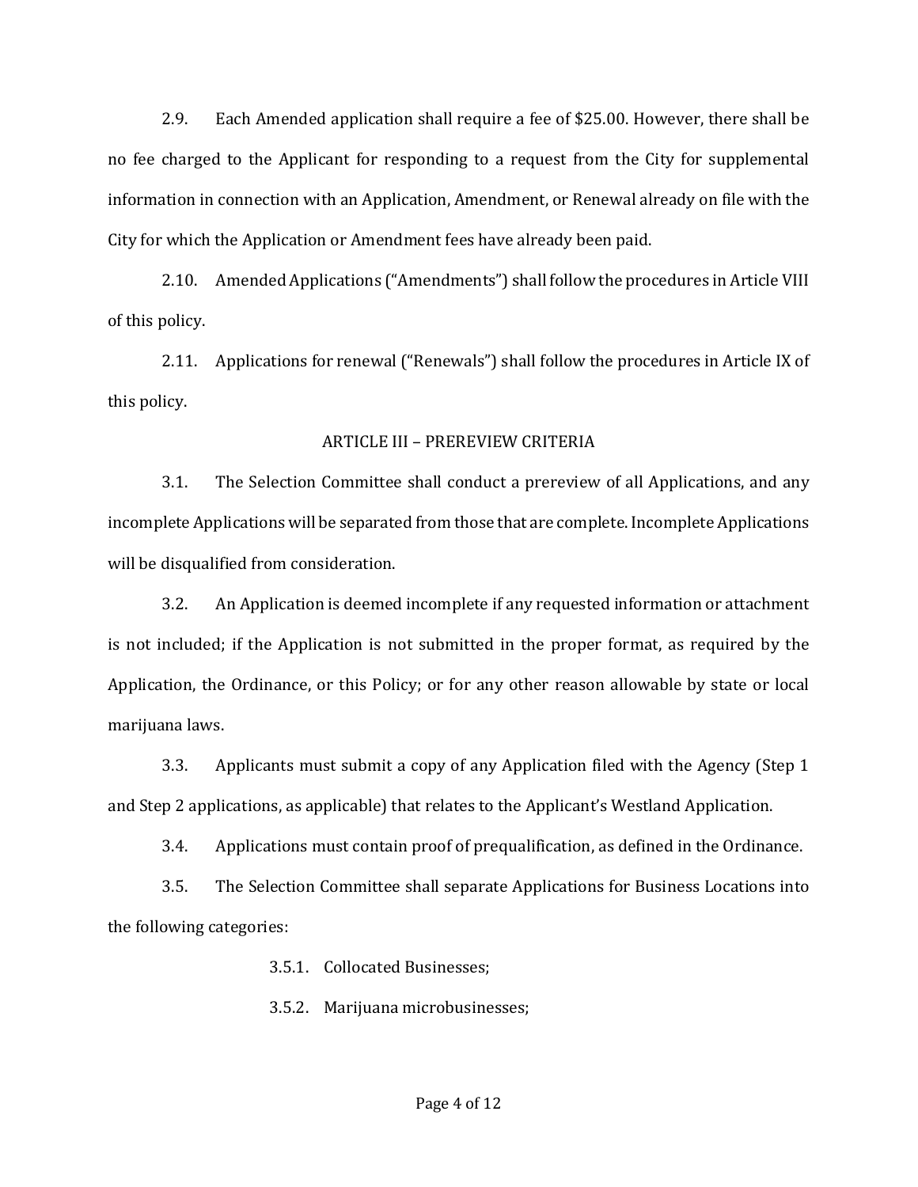2.9. Each Amended application shall require a fee of $25.00. However, there shall be no fee charged to the Applicant for responding to a request from the City for supplemental information in connection with an Application, Amendment, or Renewal already on file with the City for which the Application or Amendment fees have already been paid.

2.10. Amended Applications ("Amendments") shall follow the procedures in Article VIII of this policy.

2.11. Applications for renewal ("Renewals") shall follow the procedures in Article IX of this policy.

## ARTICLE III – PREREVIEW CRITERIA

3.1. The Selection Committee shall conduct a prereview of all Applications, and any incomplete Applications will be separated from those that are complete. Incomplete Applications will be disqualified from consideration.

3.2. An Application is deemed incomplete if any requested information or attachment is not included; if the Application is not submitted in the proper format, as required by the Application, the Ordinance, or this Policy; or for any other reason allowable by state or local marijuana laws.

3.3. Applicants must submit a copy of any Application filed with the Agency (Step 1 and Step 2 applications, as applicable) that relates to the Applicant's Westland Application.

3.4. Applications must contain proof of prequalification, as defined in the Ordinance.

3.5. The Selection Committee shall separate Applications for Business Locations into the following categories:

3.5.1. Collocated Businesses;

3.5.2. Marijuana microbusinesses;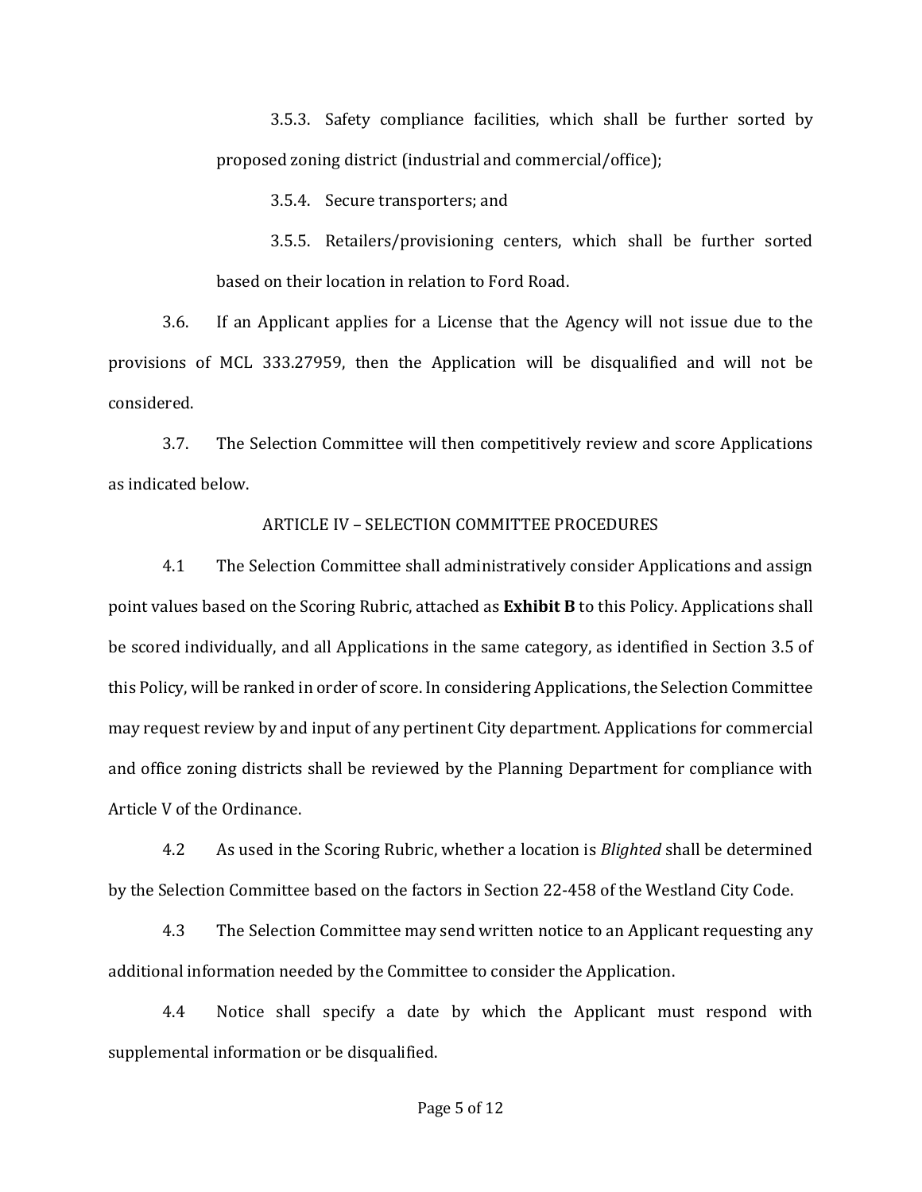3.5.3. Safety compliance facilities, which shall be further sorted by proposed zoning district (industrial and commercial/office);

3.5.4. Secure transporters; and

3.5.5. Retailers/provisioning centers, which shall be further sorted based on their location in relation to Ford Road.

3.6. If an Applicant applies for a License that the Agency will not issue due to the provisions of MCL 333.27959, then the Application will be disqualified and will not be considered.

3.7. The Selection Committee will then competitively review and score Applications as indicated below.

## ARTICLE IV – SELECTION COMMITTEE PROCEDURES

4.1 The Selection Committee shall administratively consider Applications and assign point values based on the Scoring Rubric, attached as **Exhibit B** to this Policy. Applications shall be scored individually, and all Applications in the same category, as identified in Section 3.5 of this Policy, will be ranked in order of score. In considering Applications, the Selection Committee may request review by and input of any pertinent City department. Applications for commercial and office zoning districts shall be reviewed by the Planning Department for compliance with Article V of the Ordinance.

4.2 As used in the Scoring Rubric, whether a location is *Blighted* shall be determined by the Selection Committee based on the factors in Section 22-458 of the Westland City Code.

4.3 The Selection Committee may send written notice to an Applicant requesting any additional information needed by the Committee to consider the Application.

4.4 Notice shall specify a date by which the Applicant must respond with supplemental information or be disqualified.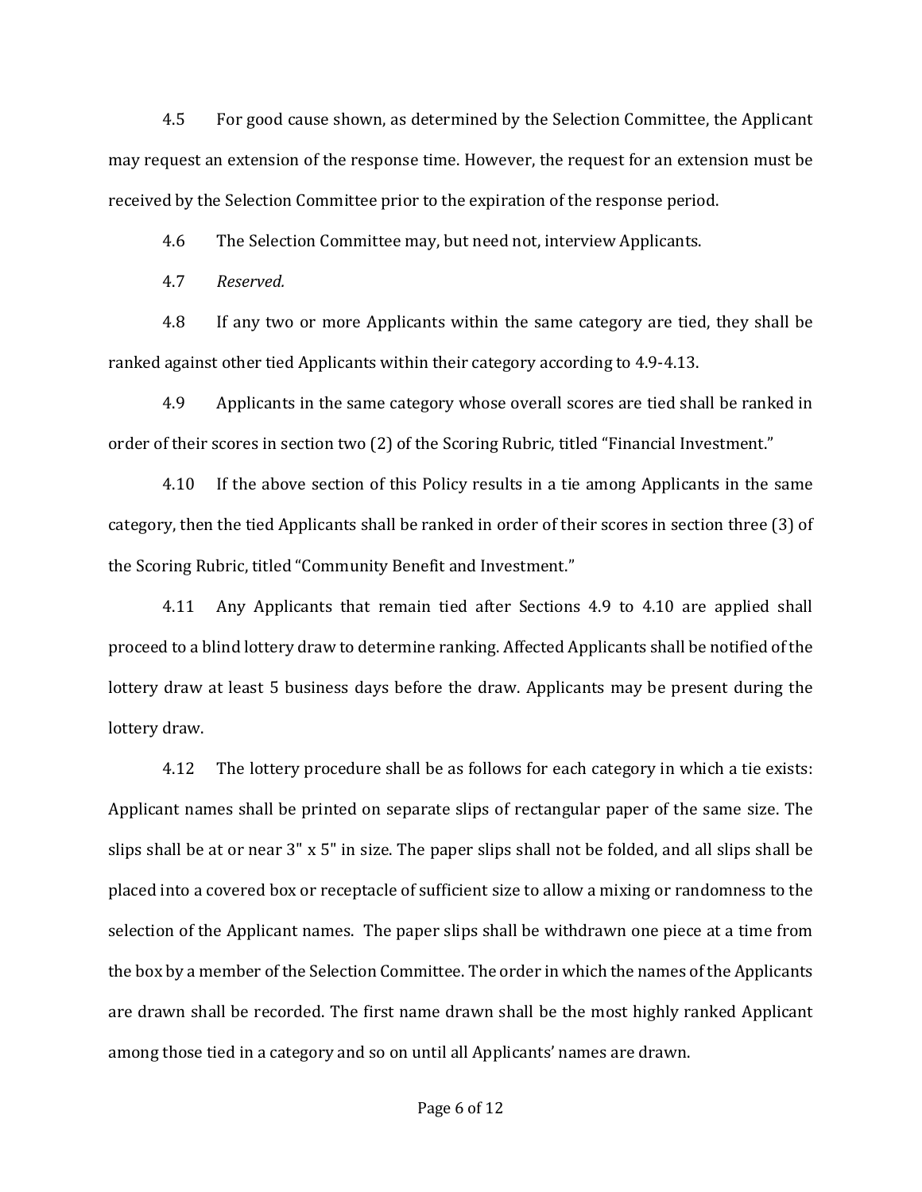4.5 For good cause shown, as determined by the Selection Committee, the Applicant may request an extension of the response time. However, the request for an extension must be received by the Selection Committee prior to the expiration of the response period.

4.6 The Selection Committee may, but need not, interview Applicants.

4.7 *Reserved.*

4.8 If any two or more Applicants within the same category are tied, they shall be ranked against other tied Applicants within their category according to 4.9-4.13.

4.9 Applicants in the same category whose overall scores are tied shall be ranked in order of their scores in section two (2) of the Scoring Rubric, titled "Financial Investment."

4.10 If the above section of this Policy results in a tie among Applicants in the same category, then the tied Applicants shall be ranked in order of their scores in section three (3) of the Scoring Rubric, titled "Community Benefit and Investment."

4.11 Any Applicants that remain tied after Sections 4.9 to 4.10 are applied shall proceed to a blind lottery draw to determine ranking. Affected Applicants shall be notified of the lottery draw at least 5 business days before the draw. Applicants may be present during the lottery draw.

4.12 The lottery procedure shall be as follows for each category in which a tie exists: Applicant names shall be printed on separate slips of rectangular paper of the same size. The slips shall be at or near 3" x 5" in size. The paper slips shall not be folded, and all slips shall be placed into a covered box or receptacle of sufficient size to allow a mixing or randomness to the selection of the Applicant names. The paper slips shall be withdrawn one piece at a time from the box by a member of the Selection Committee. The order in which the names of the Applicants are drawn shall be recorded. The first name drawn shall be the most highly ranked Applicant among those tied in a category and so on until all Applicants' names are drawn.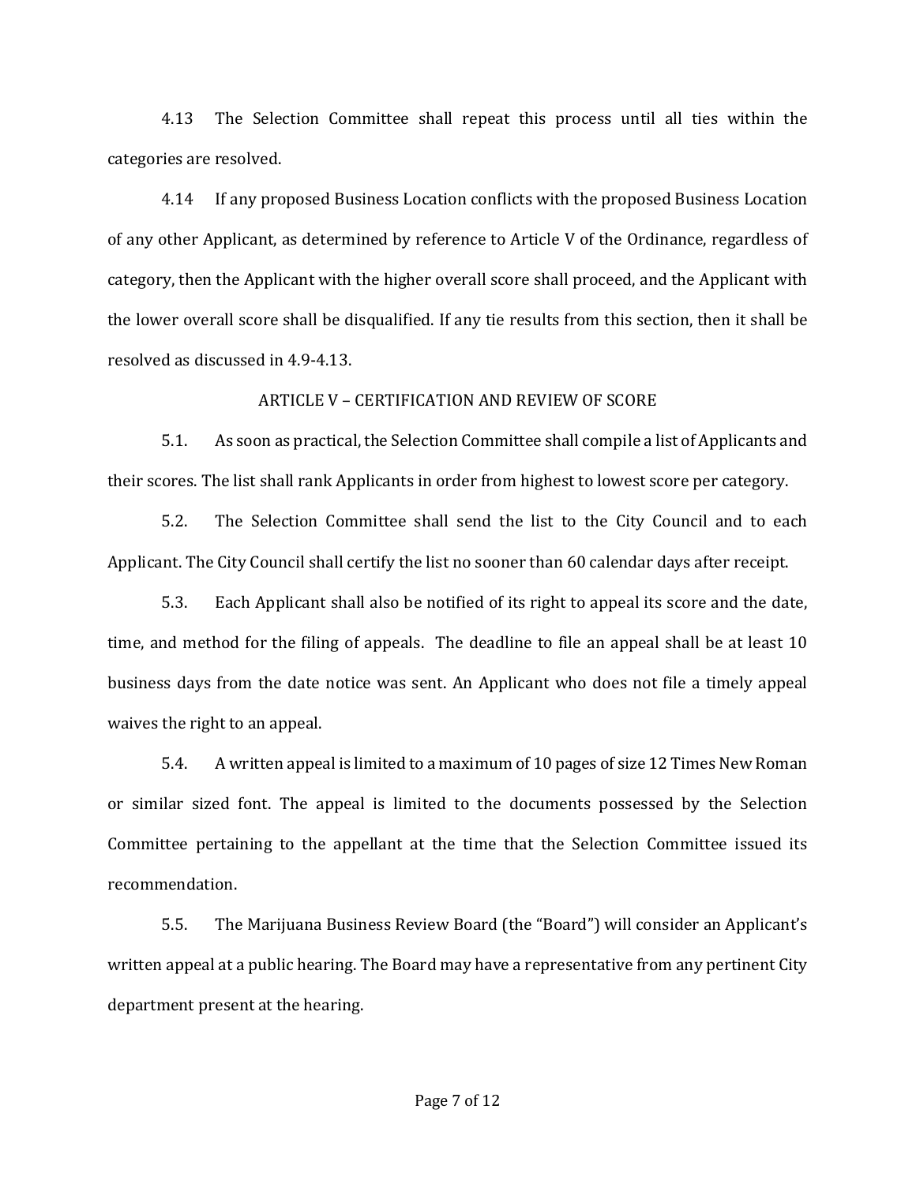4.13 The Selection Committee shall repeat this process until all ties within the categories are resolved.

4.14 If any proposed Business Location conflicts with the proposed Business Location of any other Applicant, as determined by reference to Article V of the Ordinance, regardless of category, then the Applicant with the higher overall score shall proceed, and the Applicant with the lower overall score shall be disqualified. If any tie results from this section, then it shall be resolved as discussed in 4.9-4.13.

## ARTICLE V – CERTIFICATION AND REVIEW OF SCORE

5.1. As soon as practical, the Selection Committee shall compile a list of Applicants and their scores. The list shall rank Applicants in order from highest to lowest score per category.

5.2. The Selection Committee shall send the list to the City Council and to each Applicant. The City Council shall certify the list no sooner than 60 calendar days after receipt.

5.3. Each Applicant shall also be notified of its right to appeal its score and the date, time, and method for the filing of appeals. The deadline to file an appeal shall be at least 10 business days from the date notice was sent. An Applicant who does not file a timely appeal waives the right to an appeal.

5.4. A written appeal is limited to a maximum of 10 pages of size 12 Times New Roman or similar sized font. The appeal is limited to the documents possessed by the Selection Committee pertaining to the appellant at the time that the Selection Committee issued its recommendation.

5.5. The Marijuana Business Review Board (the "Board") will consider an Applicant's written appeal at a public hearing. The Board may have a representative from any pertinent City department present at the hearing.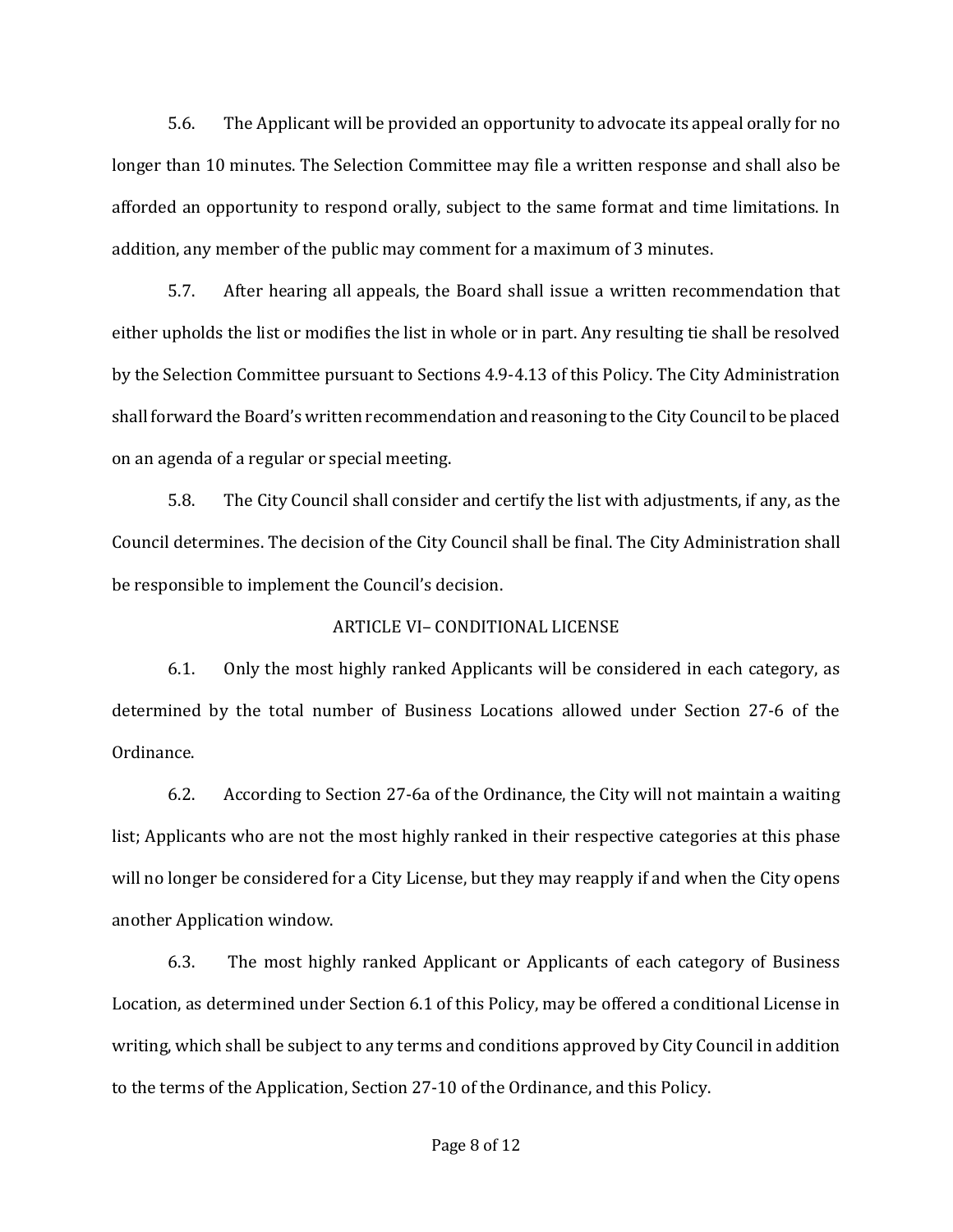5.6. The Applicant will be provided an opportunity to advocate its appeal orally for no longer than 10 minutes. The Selection Committee may file a written response and shall also be afforded an opportunity to respond orally, subject to the same format and time limitations. In addition, any member of the public may comment for a maximum of 3 minutes.

5.7. After hearing all appeals, the Board shall issue a written recommendation that either upholds the list or modifies the list in whole or in part. Any resulting tie shall be resolved by the Selection Committee pursuant to Sections 4.9-4.13 of this Policy. The City Administration shall forward the Board's written recommendation and reasoning to the City Council to be placed on an agenda of a regular or special meeting.

5.8. The City Council shall consider and certify the list with adjustments, if any, as the Council determines. The decision of the City Council shall be final. The City Administration shall be responsible to implement the Council's decision.

## ARTICLE VI– CONDITIONAL LICENSE

6.1. Only the most highly ranked Applicants will be considered in each category, as determined by the total number of Business Locations allowed under Section 27-6 of the Ordinance.

6.2. According to Section 27-6a of the Ordinance, the City will not maintain a waiting list; Applicants who are not the most highly ranked in their respective categories at this phase will no longer be considered for a City License, but they may reapply if and when the City opens another Application window.

6.3. The most highly ranked Applicant or Applicants of each category of Business Location, as determined under Section 6.1 of this Policy, may be offered a conditional License in writing, which shall be subject to any terms and conditions approved by City Council in addition to the terms of the Application, Section 27-10 of the Ordinance, and this Policy.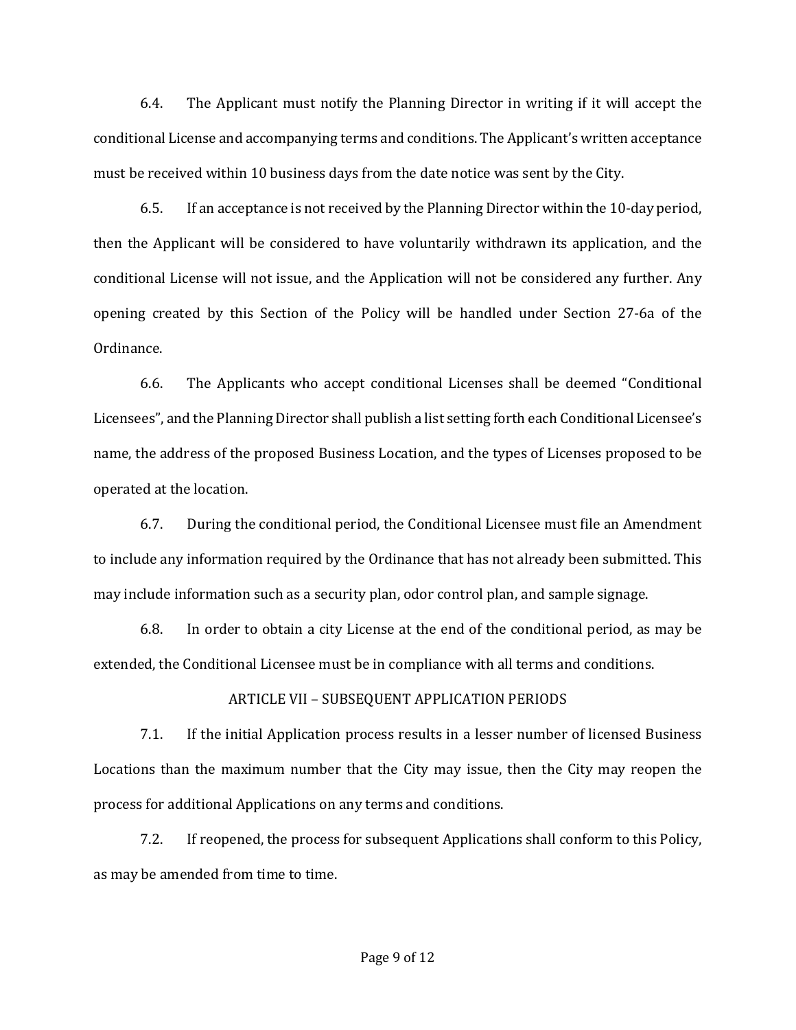6.4. The Applicant must notify the Planning Director in writing if it will accept the conditional License and accompanying terms and conditions. The Applicant's written acceptance must be received within 10 business days from the date notice was sent by the City.

6.5. If an acceptance is not received by the Planning Director within the 10-day period, then the Applicant will be considered to have voluntarily withdrawn its application, and the conditional License will not issue, and the Application will not be considered any further. Any opening created by this Section of the Policy will be handled under Section 27-6a of the Ordinance.

6.6. The Applicants who accept conditional Licenses shall be deemed "Conditional Licensees", and the Planning Director shall publish a list setting forth each Conditional Licensee's name, the address of the proposed Business Location, and the types of Licenses proposed to be operated at the location.

6.7. During the conditional period, the Conditional Licensee must file an Amendment to include any information required by the Ordinance that has not already been submitted. This may include information such as a security plan, odor control plan, and sample signage.

6.8. In order to obtain a city License at the end of the conditional period, as may be extended, the Conditional Licensee must be in compliance with all terms and conditions.

## ARTICLE VII – SUBSEQUENT APPLICATION PERIODS

7.1. If the initial Application process results in a lesser number of licensed Business Locations than the maximum number that the City may issue, then the City may reopen the process for additional Applications on any terms and conditions.

7.2. If reopened, the process for subsequent Applications shall conform to this Policy, as may be amended from time to time.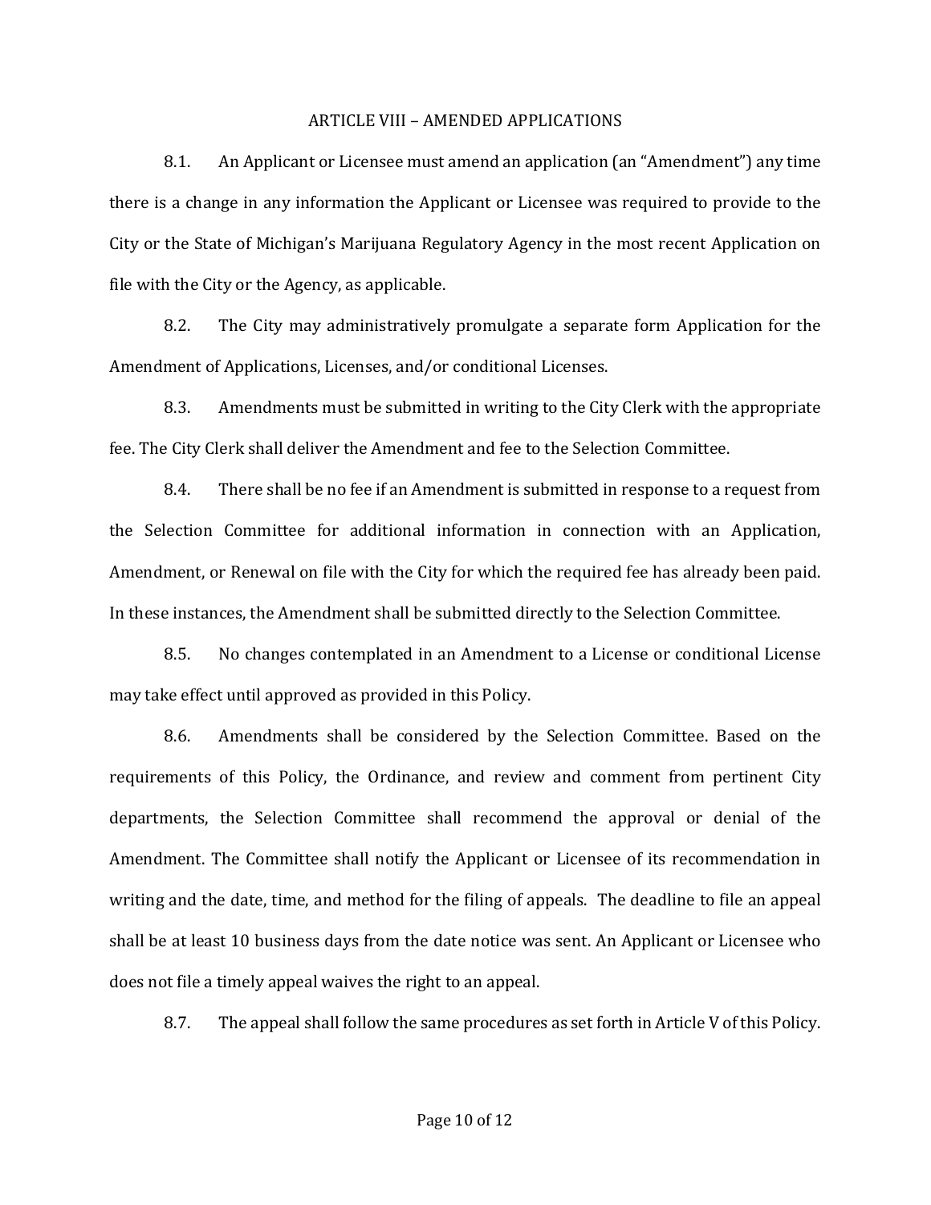## ARTICLE VIII – AMENDED APPLICATIONS

8.1. An Applicant or Licensee must amend an application (an "Amendment") any time there is a change in any information the Applicant or Licensee was required to provide to the City or the State of Michigan's Marijuana Regulatory Agency in the most recent Application on file with the City or the Agency, as applicable.

8.2. The City may administratively promulgate a separate form Application for the Amendment of Applications, Licenses, and/or conditional Licenses.

8.3. Amendments must be submitted in writing to the City Clerk with the appropriate fee. The City Clerk shall deliver the Amendment and fee to the Selection Committee.

8.4. There shall be no fee if an Amendment is submitted in response to a request from the Selection Committee for additional information in connection with an Application, Amendment, or Renewal on file with the City for which the required fee has already been paid. In these instances, the Amendment shall be submitted directly to the Selection Committee.

8.5. No changes contemplated in an Amendment to a License or conditional License may take effect until approved as provided in this Policy.

8.6. Amendments shall be considered by the Selection Committee. Based on the requirements of this Policy, the Ordinance, and review and comment from pertinent City departments, the Selection Committee shall recommend the approval or denial of the Amendment. The Committee shall notify the Applicant or Licensee of its recommendation in writing and the date, time, and method for the filing of appeals. The deadline to file an appeal shall be at least 10 business days from the date notice was sent. An Applicant or Licensee who does not file a timely appeal waives the right to an appeal.

8.7. The appeal shall follow the same procedures as set forth in Article V of this Policy.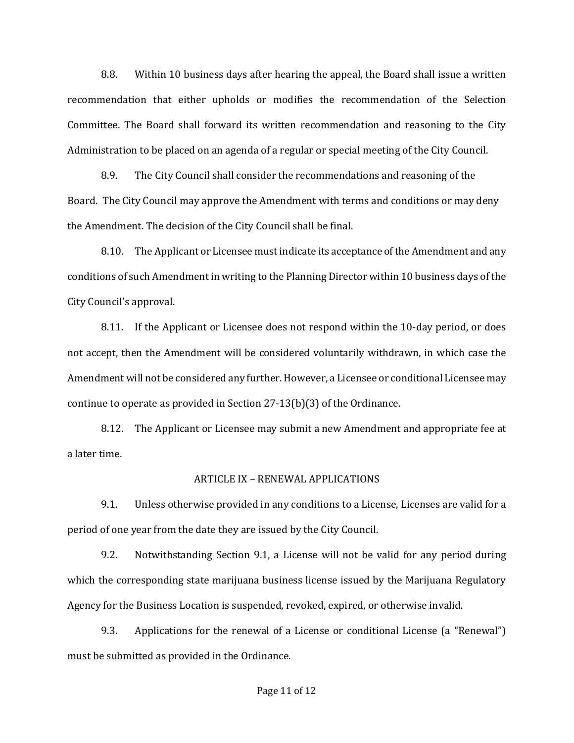8.8. Within 10 business days after hearing the appeal, the Board shall issue a written recommendation that either upholds or modifies the recommendation of the Selection Committee. The Board shall forward its written recommendation and reasoning to the City Administration to be placed on an agenda of a regular or special meeting of the City Council.

8.9. The City Council shall consider the recommendations and reasoning of the Board. The City Council may approve the Amendment with terms and conditions or may deny the Amendment. The decision of the City Council shall be final.

8.10. The Applicant or Licensee must indicate its acceptance of the Amendment and any conditions of such Amendment in writing to the Planning Director within 10 business days of the City Council's approval.

8.11. If the Applicant or Licensee does not respond within the 10-day period, or does not accept, then the Amendment will be considered voluntarily withdrawn, in which case the Amendment will not be considered any further. However, a Licensee or conditional Licensee may continue to operate as provided in Section 27-13(b)(3) of the Ordinance.

8.12. The Applicant or Licensee may submit a new Amendment and appropriate fee at a later time.

## ARTICLE IX – RENEWAL APPLICATIONS

9.1. Unless otherwise provided in any conditions to a License, Licenses are valid for a period of one year from the date they are issued by the City Council.

9.2. Notwithstanding Section 9.1, a License will not be valid for any period during which the corresponding state marijuana business license issued by the Marijuana Regulatory Agency for the Business Location is suspended, revoked, expired, or otherwise invalid.

9.3. Applications for the renewal of a License or conditional License (a "Renewal") must be submitted as provided in the Ordinance.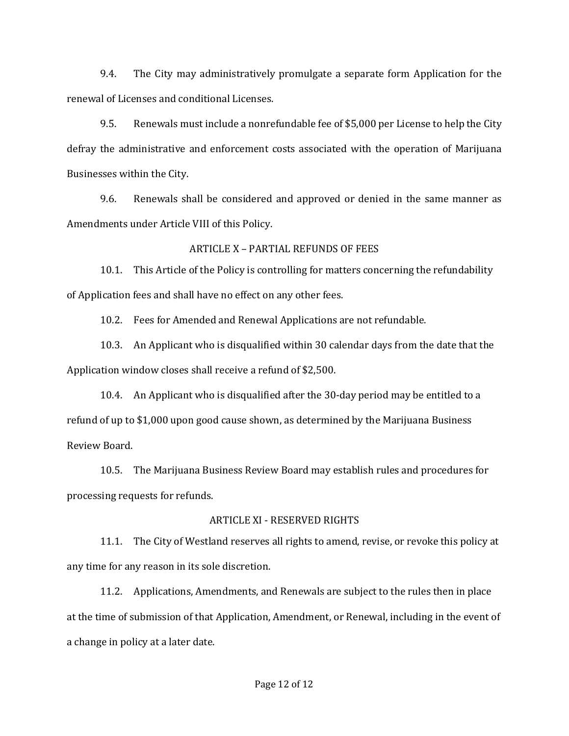9.4. The City may administratively promulgate a separate form Application for the renewal of Licenses and conditional Licenses.

9.5. Renewals must include a nonrefundable fee of $5,000 per License to help the City defray the administrative and enforcement costs associated with the operation of Marijuana Businesses within the City.

9.6. Renewals shall be considered and approved or denied in the same manner as Amendments under Article VIII of this Policy.

## ARTICLE X – PARTIAL REFUNDS OF FEES

10.1. This Article of the Policy is controlling for matters concerning the refundability of Application fees and shall have no effect on any other fees.

10.2. Fees for Amended and Renewal Applications are not refundable.

10.3. An Applicant who is disqualified within 30 calendar days from the date that the Application window closes shall receive a refund of $2,500.

10.4. An Applicant who is disqualified after the 30-day period may be entitled to a refund of up to $1,000 upon good cause shown, as determined by the Marijuana Business Review Board.

10.5. The Marijuana Business Review Board may establish rules and procedures for processing requests for refunds.

## ARTICLE XI - RESERVED RIGHTS

11.1. The City of Westland reserves all rights to amend, revise, or revoke this policy at any time for any reason in its sole discretion.

11.2. Applications, Amendments, and Renewals are subject to the rules then in place at the time of submission of that Application, Amendment, or Renewal, including in the event of a change in policy at a later date.